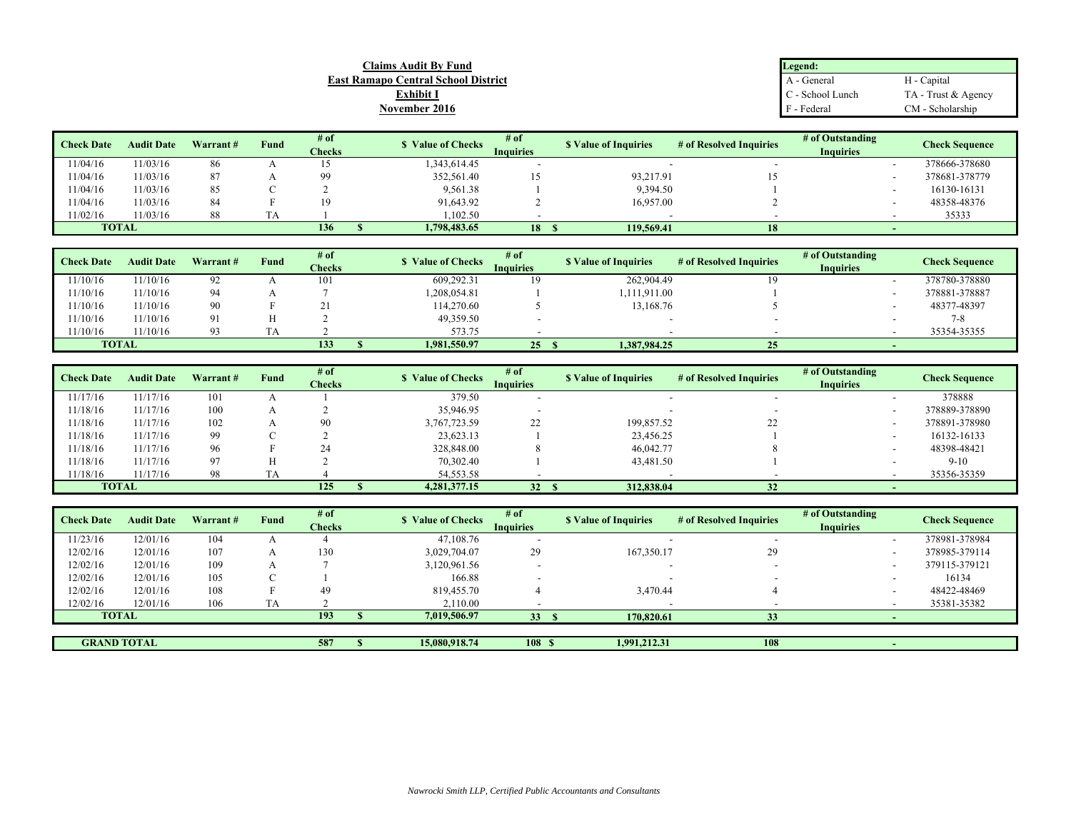**Claims Audit By Fund**
**East Ramapo Central School District**
**Exhibit I**
**November 2016**

| Legend: | |
|---|---|
| A - General | H - Capital |
| C - School Lunch | TA - Trust & Agency |
| F - Federal | CM - Scholarship |

| Check Date | Audit Date | Warrant # | Fund | # of Checks | $ Value of Checks | # of Inquiries | $ Value of Inquiries | # of Resolved Inquiries | # of Outstanding Inquiries | Check Sequence |
|---|---|---|---|---|---|---|---|---|---|---|
| 11/04/16 | 11/03/16 | 86 | A | 15 | 1,343,614.45 | - | - | - | - | 378666-378680 |
| 11/04/16 | 11/03/16 | 87 | A | 99 | 352,561.40 | 15 | 93,217.91 | 15 | - | 378681-378779 |
| 11/04/16 | 11/03/16 | 85 | C | 2 | 9,561.38 | 1 | 9,394.50 | 1 | - | 16130-16131 |
| 11/04/16 | 11/03/16 | 84 | F | 19 | 91,643.92 | 2 | 16,957.00 | 2 | - | 48358-48376 |
| 11/02/16 | 11/03/16 | 88 | TA | 1 | 1,102.50 | - | - | - | - | 35333 |
| **TOTAL** | | | | **136** | **$ 1,798,483.65** | **18** | **$ 119,569.41** | **18** | **-** | |

| Check Date | Audit Date | Warrant # | Fund | # of Checks | $ Value of Checks | # of Inquiries | $ Value of Inquiries | # of Resolved Inquiries | # of Outstanding Inquiries | Check Sequence |
|---|---|---|---|---|---|---|---|---|---|---|
| 11/10/16 | 11/10/16 | 92 | A | 101 | 609,292.31 | 19 | 262,904.49 | 19 | - | 378780-378880 |
| 11/10/16 | 11/10/16 | 94 | A | 7 | 1,208,054.81 | 1 | 1,111,911.00 | 1 | - | 378881-378887 |
| 11/10/16 | 11/10/16 | 90 | F | 21 | 114,270.60 | 5 | 13,168.76 | 5 | - | 48377-48397 |
| 11/10/16 | 11/10/16 | 91 | H | 2 | 49,359.50 | - | - | - | - | 7-8 |
| 11/10/16 | 11/10/16 | 93 | TA | 2 | 573.75 | - | - | - | - | 35354-35355 |
| **TOTAL** | | | | **133** | **$ 1,981,550.97** | **25** | **$ 1,387,984.25** | **25** | **-** | |

| Check Date | Audit Date | Warrant # | Fund | # of Checks | $ Value of Checks | # of Inquiries | $ Value of Inquiries | # of Resolved Inquiries | # of Outstanding Inquiries | Check Sequence |
|---|---|---|---|---|---|---|---|---|---|---|
| 11/17/16 | 11/17/16 | 101 | A | 1 | 379.50 | - | - | - | - | 378888 |
| 11/18/16 | 11/17/16 | 100 | A | 2 | 35,946.95 | - | - | - | - | 378889-378890 |
| 11/18/16 | 11/17/16 | 102 | A | 90 | 3,767,723.59 | 22 | 199,857.52 | 22 | - | 378891-378980 |
| 11/18/16 | 11/17/16 | 99 | C | 2 | 23,623.13 | 1 | 23,456.25 | 1 | - | 16132-16133 |
| 11/18/16 | 11/17/16 | 96 | F | 24 | 328,848.00 | 8 | 46,042.77 | 8 | - | 48398-48421 |
| 11/18/16 | 11/17/16 | 97 | H | 2 | 70,302.40 | 1 | 43,481.50 | 1 | - | 9-10 |
| 11/18/16 | 11/17/16 | 98 | TA | 4 | 54,553.58 | - | - | - | - | 35356-35359 |
| **TOTAL** | | | | **125** | **$ 4,281,377.15** | **32** | **$ 312,838.04** | **32** | **-** | |

| Check Date | Audit Date | Warrant # | Fund | # of Checks | $ Value of Checks | # of Inquiries | $ Value of Inquiries | # of Resolved Inquiries | # of Outstanding Inquiries | Check Sequence |
|---|---|---|---|---|---|---|---|---|---|---|
| 11/23/16 | 12/01/16 | 104 | A | 4 | 47,108.76 | - | - | - | - | 378981-378984 |
| 12/02/16 | 12/01/16 | 107 | A | 130 | 3,029,704.07 | 29 | 167,350.17 | 29 | - | 378985-379114 |
| 12/02/16 | 12/01/16 | 109 | A | 7 | 3,120,961.56 | - | - | - | - | 379115-379121 |
| 12/02/16 | 12/01/16 | 105 | C | 1 | 166.88 | - | - | - | - | 16134 |
| 12/02/16 | 12/01/16 | 108 | F | 49 | 819,455.70 | 4 | 3,470.44 | 4 | - | 48422-48469 |
| 12/02/16 | 12/01/16 | 106 | TA | 2 | 2,110.00 | - | - | - | - | 35381-35382 |
| **TOTAL** | | | | **193** | **$ 7,019,506.97** | **33** | **$ 170,820.61** | **33** | **-** | |
| **GRAND TOTAL** | | | | **587** | **$ 15,080,918.74** | **108** | **$ 1,991,212.31** | **108** | **-** | |

*Nawrocki Smith LLP, Certified Public Accountants and Consultants*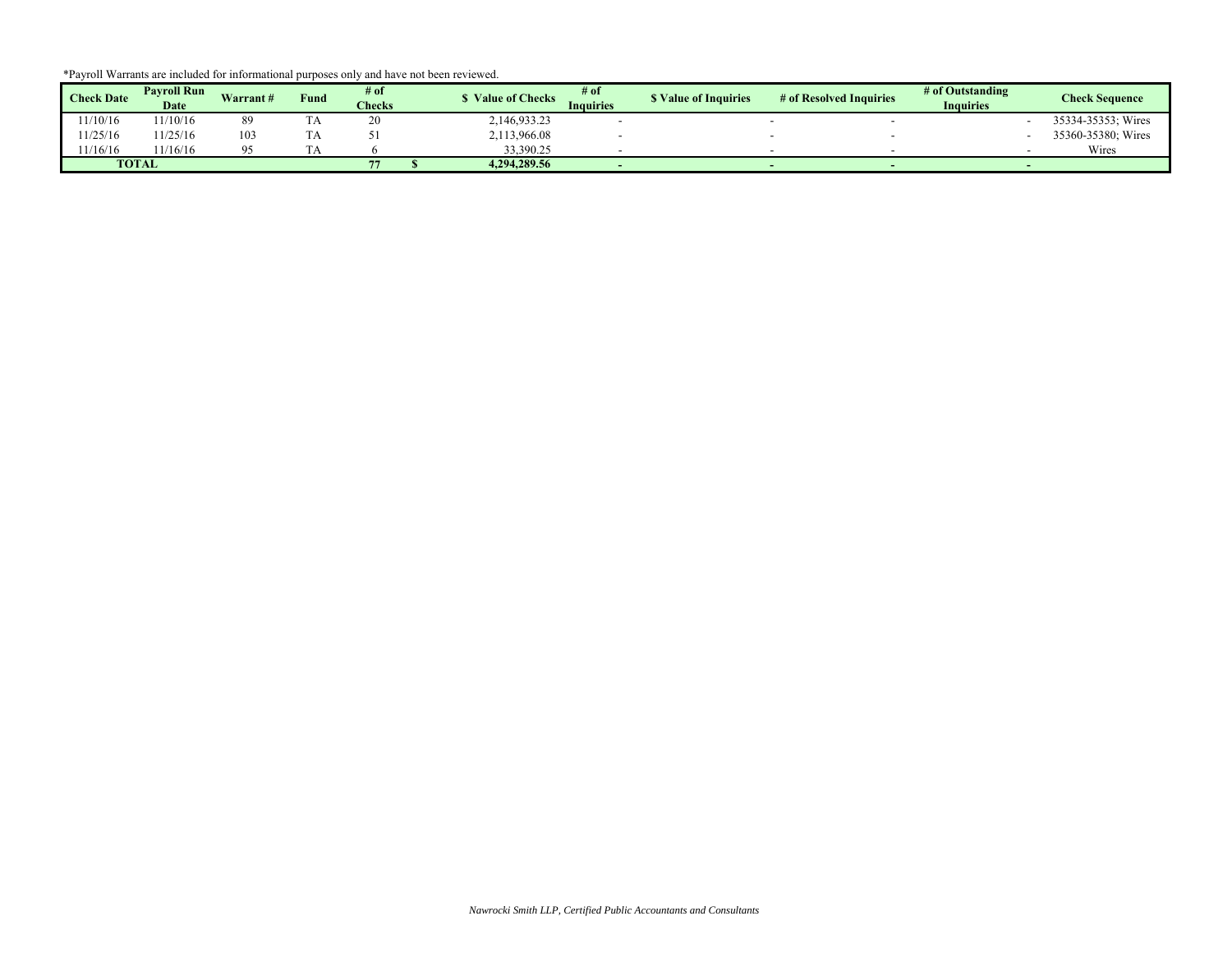*Payroll Warrants are included for informational purposes only and have not been reviewed.

| Check Date | Payroll Run Date | Warrant # | Fund | # of Checks | $ Value of Checks | # of Inquiries | $ Value of Inquiries | # of Resolved Inquiries | # of Outstanding Inquiries | Check Sequence |
|---|---|---|---|---|---|---|---|---|---|---|
| 11/10/16 | 11/10/16 | 89 | TA | 20 | 2,146,933.23 | - | - | - | - | 35334-35353; Wires |
| 11/25/16 | 11/25/16 | 103 | TA | 51 | 2,113,966.08 | - | - | - | - | 35360-35380; Wires |
| 11/16/16 | 11/16/16 | 95 | TA | 6 | 33,390.25 | - | - | - | - | Wires |
| **TOTAL** | | | | **77** | **$ 4,294,289.56** | **-** | **-** | **-** | **-** | |

*Nawrocki Smith LLP, Certified Public Accountants and Consultants*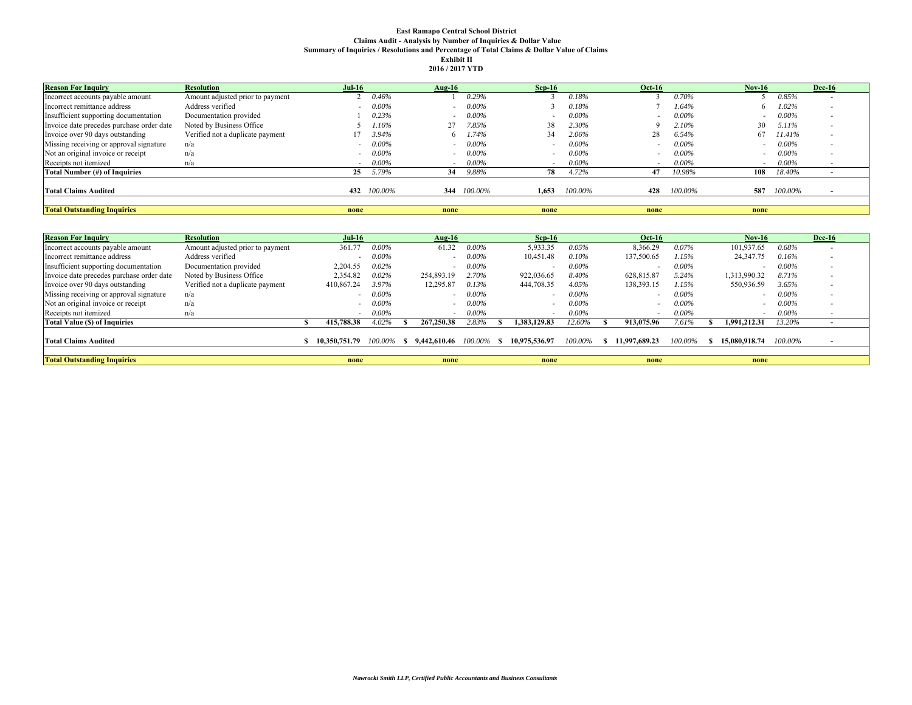**East Ramapo Central School District**
**Claims Audit - Analysis by Number of Inquiries & Dollar Value**
**Summary of Inquiries / Resolutions and Percentage of Total Claims & Dollar Value of Claims**
**Exhibit II**
**2016 / 2017 YTD**

| Reason For Inquiry | Resolution | Jul-16 | | Aug-16 | | Sep-16 | | Oct-16 | | Nov-16 | | Dec-16 |
|---|---|---|---|---|---|---|---|---|---|---|---|---|
| Incorrect accounts payable amount | Amount adjusted prior to payment | 2 | *0.46%* | 1 | *0.29%* | 3 | *0.18%* | 3 | *0.70%* | 5 | *0.85%* | - |
| Incorrect remittance address | Address verified | - | *0.00%* | - | *0.00%* | 3 | *0.18%* | 7 | *1.64%* | 6 | *1.02%* | - |
| Insufficient supporting documentation | Documentation provided | 1 | *0.23%* | - | *0.00%* | - | *0.00%* | - | *0.00%* | - | *0.00%* | - |
| Invoice date precedes purchase order date | Noted by Business Office | 5 | *1.16%* | 27 | *7.85%* | 38 | *2.30%* | 9 | *2.10%* | 30 | *5.11%* | - |
| Invoice over 90 days outstanding | Verified not a duplicate payment | 17 | *3.94%* | 6 | *1.74%* | 34 | *2.06%* | 28 | *6.54%* | 67 | *11.41%* | - |
| Missing receiving or approval signature | n/a | - | *0.00%* | - | *0.00%* | - | *0.00%* | - | *0.00%* | - | *0.00%* | - |
| Not an original invoice or receipt | n/a | - | *0.00%* | - | *0.00%* | - | *0.00%* | - | *0.00%* | - | *0.00%* | - |
| Receipts not itemized | n/a | - | *0.00%* | - | *0.00%* | - | *0.00%* | - | *0.00%* | - | *0.00%* | - |
| **Total Number (#) of Inquiries** | | **25** | *5.79%* | **34** | *9.88%* | **78** | *4.72%* | **47** | *10.98%* | **108** | *18.40%* | **-** |
| **Total Claims Audited** | | **432** | *100.00%* | **344** | *100.00%* | **1,653** | *100.00%* | **428** | *100.00%* | **587** | *100.00%* | **-** |
| **Total Outstanding Inquiries** | | **none** | | **none** | | **none** | | **none** | | **none** | | |

| Reason For Inquiry | Resolution | Jul-16 | | Aug-16 | | Sep-16 | | Oct-16 | | Nov-16 | | Dec-16 |
|---|---|---|---|---|---|---|---|---|---|---|---|---|
| Incorrect accounts payable amount | Amount adjusted prior to payment | 361.77 | *0.00%* | 61.32 | *0.00%* | 5,933.35 | *0.05%* | 8,366.29 | *0.07%* | 101,937.65 | *0.68%* | - |
| Incorrect remittance address | Address verified | - | *0.00%* | - | *0.00%* | 10,451.48 | *0.10%* | 137,500.65 | *1.15%* | 24,347.75 | *0.16%* | - |
| Insufficient supporting documentation | Documentation provided | 2,204.55 | *0.02%* | - | *0.00%* | - | *0.00%* | - | *0.00%* | - | *0.00%* | - |
| Invoice date precedes purchase order date | Noted by Business Office | 2,354.82 | *0.02%* | 254,893.19 | *2.70%* | 922,036.65 | *8.40%* | 628,815.87 | *5.24%* | 1,313,990.32 | *8.71%* | - |
| Invoice over 90 days outstanding | Verified not a duplicate payment | 410,867.24 | *3.97%* | 12,295.87 | *0.13%* | 444,708.35 | *4.05%* | 138,393.15 | *1.15%* | 550,936.59 | *3.65%* | - |
| Missing receiving or approval signature | n/a | - | *0.00%* | - | *0.00%* | - | *0.00%* | - | *0.00%* | - | *0.00%* | - |
| Not an original invoice or receipt | n/a | - | *0.00%* | - | *0.00%* | - | *0.00%* | - | *0.00%* | - | *0.00%* | - |
| Receipts not itemized | n/a | - | *0.00%* | - | *0.00%* | - | *0.00%* | - | *0.00%* | - | *0.00%* | - |
| **Total Value ($) of Inquiries** | | **$ 415,788.38** | *4.02%* | **$ 267,250.38** | *2.83%* | **$ 1,383,129.83** | *12.60%* | **$ 913,075.96** | *7.61%* | **$ 1,991,212.31** | *13.20%* | **-** |
| **Total Claims Audited** | | **$ 10,350,751.79** | *100.00%* | **$ 9,442,610.46** | *100.00%* | **$ 10,975,536.97** | *100.00%* | **$ 11,997,689.23** | *100.00%* | **$ 15,080,918.74** | *100.00%* | **-** |
| **Total Outstanding Inquiries** | | **none** | | **none** | | **none** | | **none** | | **none** | | |

***Nawrocki Smith LLP, Certified Public Accountants and Business Consultants***